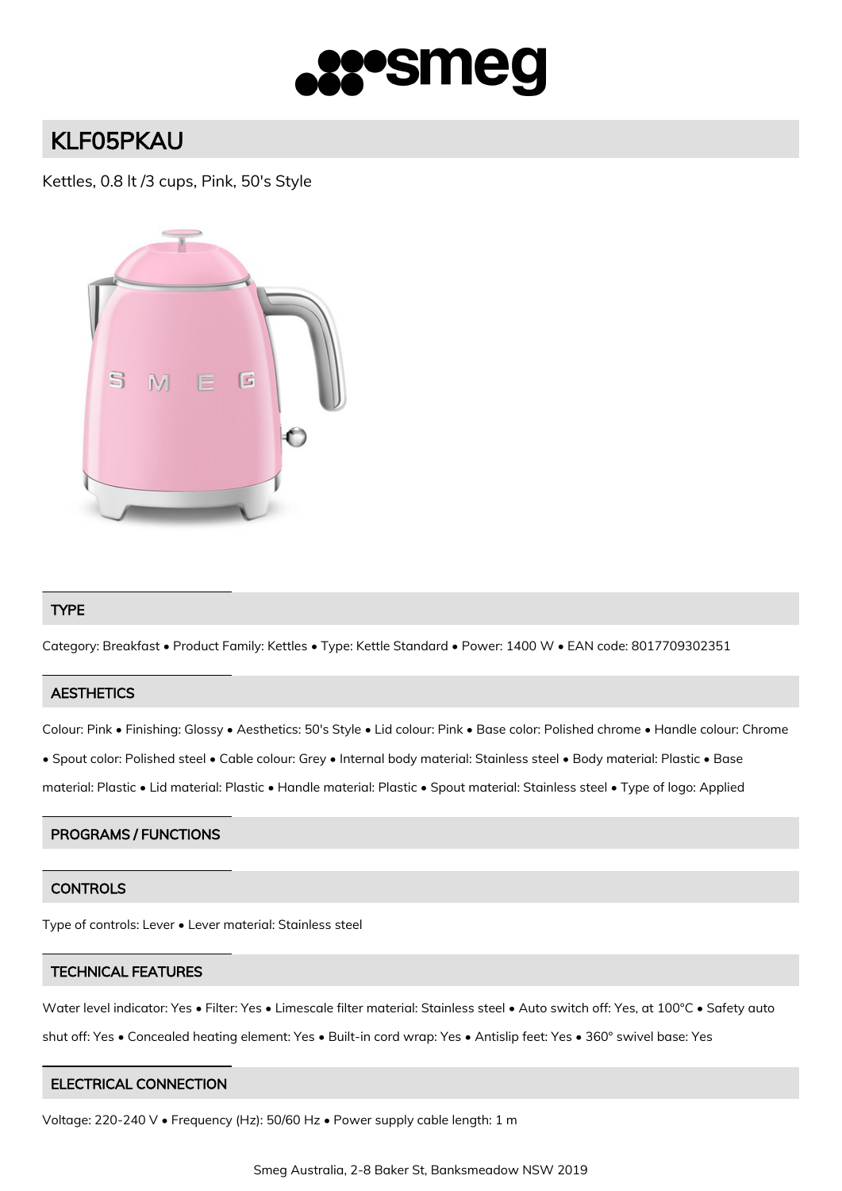# KLF05PKAU

Kettles, 0.8 lt /3 cups, Pink, 50's Style

## TYPE

Category: Breakfast • Product Family: Kettles • Type: Kettle Standard • Power: 1400 W • EAN code: 8017709302351

## AESTHETICS

Colour: Pink • Finishing: Glossy • Aesthetics: 50's Style • Lid colour: Pink • Base color: Polished chrome • Handle colour: Chrome • Spout color: Polished steel • Cable colour: Grey • Internal body material: Stainless steel • Body material: Plastic • Base material: Plastic • Lid material: Plastic • Handle material: Plastic • Spout material: Stainless steel • Type of logo: Applied

## PROGRAMS / FUNCTIONS

## CONTROLS

Type of controls: Lever • Lever material: Stainless steel

## TECHNICAL FEATURES

Water level indicator: Yes • Filter: Yes • Limescale filter material: Stainless steel • Auto switch off: Yes, at 100°C • Safety auto shut off: Yes • Concealed heating element: Yes • Built-in cord wrap: Yes • Antislip feet: Yes • 360° swivel base: Yes

## ELECTRICAL CONNECTION

Voltage: 220-240 V • Frequency (Hz): 50/60 Hz • Power supply cable length: 1 m

Smeg Australia, 2-8 Baker St, Banksmeadow NSW 2019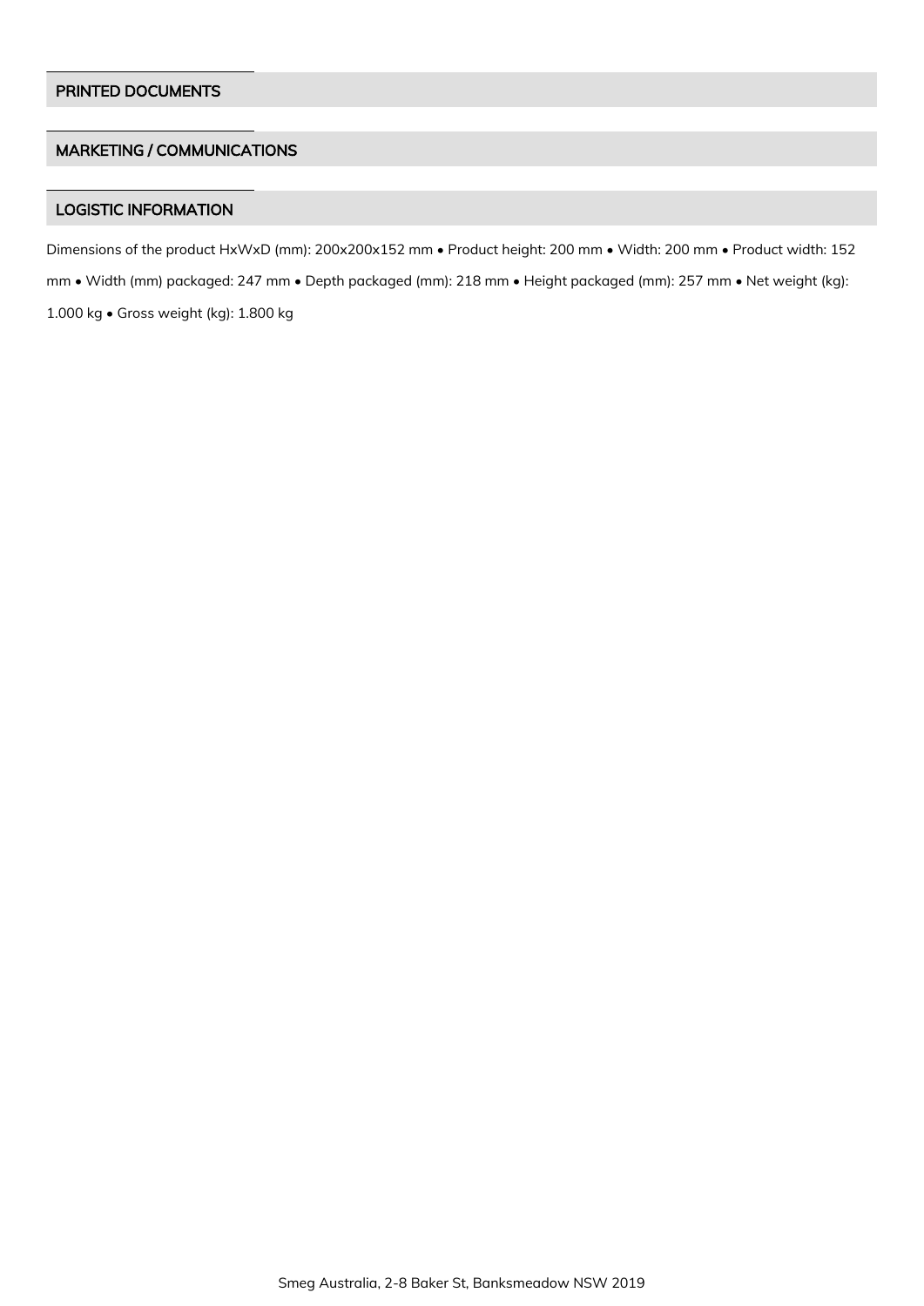## PRINTED DOCUMENTS

## MARKETING / COMMUNICATIONS

## LOGISTIC INFORMATION

Dimensions of the product HxWxD (mm): 200x200x152 mm • Product height: 200 mm • Width: 200 mm • Product width: 152 mm • Width (mm) packaged: 247 mm • Depth packaged (mm): 218 mm • Height packaged (mm): 257 mm • Net weight (kg): 1.000 kg • Gross weight (kg): 1.800 kg